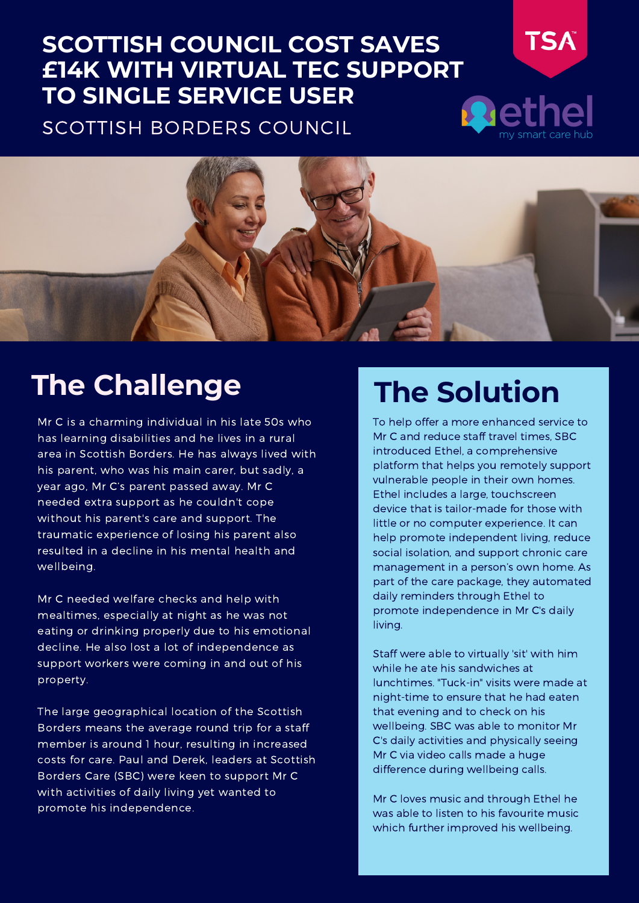# SCOTTISH COUNCIL COST SAVES £14K WITH VIRTUAL TEC SUPPORT TO SINGLE SERVICE USER

SCOTTISH BORDERS COUNCIL

TSA™

ethel
my smart care hub

## The Challenge

Mr C is a charming individual in his late 50s who has learning disabilities and he lives in a rural area in Scottish Borders. He has always lived with his parent, who was his main carer, but sadly, a year ago, Mr C's parent passed away. Mr C needed extra support as he couldn't cope without his parent's care and support. The traumatic experience of losing his parent also resulted in a decline in his mental health and wellbeing.

Mr C needed welfare checks and help with mealtimes, especially at night as he was not eating or drinking properly due to his emotional decline. He also lost a lot of independence as support workers were coming in and out of his property.

The large geographical location of the Scottish Borders means the average round trip for a staff member is around 1 hour, resulting in increased costs for care. Paul and Derek, leaders at Scottish Borders Care (SBC) were keen to support Mr C with activities of daily living yet wanted to promote his independence.

## The Solution

To help offer a more enhanced service to Mr C and reduce staff travel times, SBC introduced Ethel, a comprehensive platform that helps you remotely support vulnerable people in their own homes. Ethel includes a large, touchscreen device that is tailor-made for those with little or no computer experience. It can help promote independent living, reduce social isolation, and support chronic care management in a person's own home. As part of the care package, they automated daily reminders through Ethel to promote independence in Mr C's daily living.

Staff were able to virtually 'sit' with him while he ate his sandwiches at lunchtimes. "Tuck-in" visits were made at night-time to ensure that he had eaten that evening and to check on his wellbeing. SBC was able to monitor Mr C's daily activities and physically seeing Mr C via video calls made a huge difference during wellbeing calls.

Mr C loves music and through Ethel he was able to listen to his favourite music which further improved his wellbeing.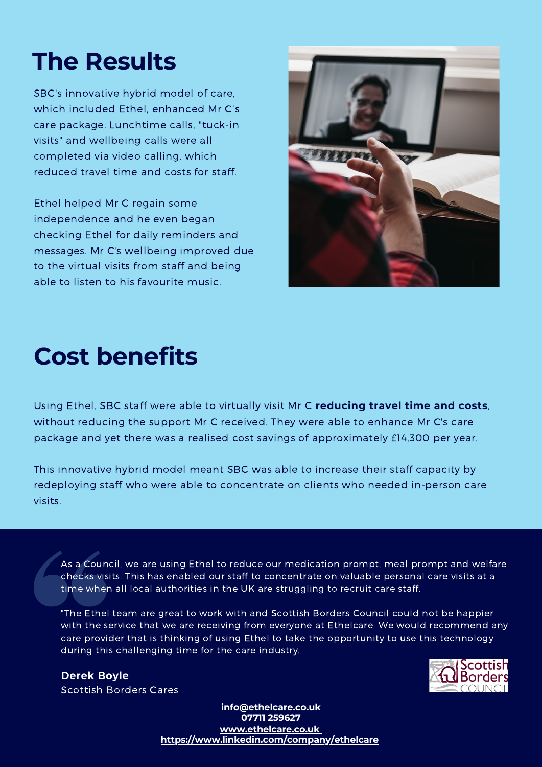## The Results

SBC's innovative hybrid model of care, which included Ethel, enhanced Mr C's care package. Lunchtime calls, "tuck-in visits" and wellbeing calls were all completed via video calling, which reduced travel time and costs for staff.

Ethel helped Mr C regain some independence and he even began checking Ethel for daily reminders and messages. Mr C's wellbeing improved due to the virtual visits from staff and being able to listen to his favourite music.

## Cost benefits

Using Ethel, SBC staff were able to virtually visit Mr C **reducing travel time and costs**, without reducing the support Mr C received. They were able to enhance Mr C's care package and yet there was a realised cost savings of approximately £14,300 per year.

This innovative hybrid model meant SBC was able to increase their staff capacity by redeploying staff who were able to concentrate on clients who needed in-person care visits.

> As a Council, we are using Ethel to reduce our medication prompt, meal prompt and welfare checks visits. This has enabled our staff to concentrate on valuable personal care visits at a time when all local authorities in the UK are struggling to recruit care staff.
>
> "The Ethel team are great to work with and Scottish Borders Council could not be happier with the service that we are receiving from everyone at Ethelcare. We would recommend any care provider that is thinking of using Ethel to take the opportunity to use this technology during this challenging time for the care industry.

**Derek Boyle**
Scottish Borders Cares

Scottish Borders Council

**info@ethelcare.co.uk**
**07711 259627**
**www.ethelcare.co.uk**
**https://www.linkedin.com/company/ethelcare**